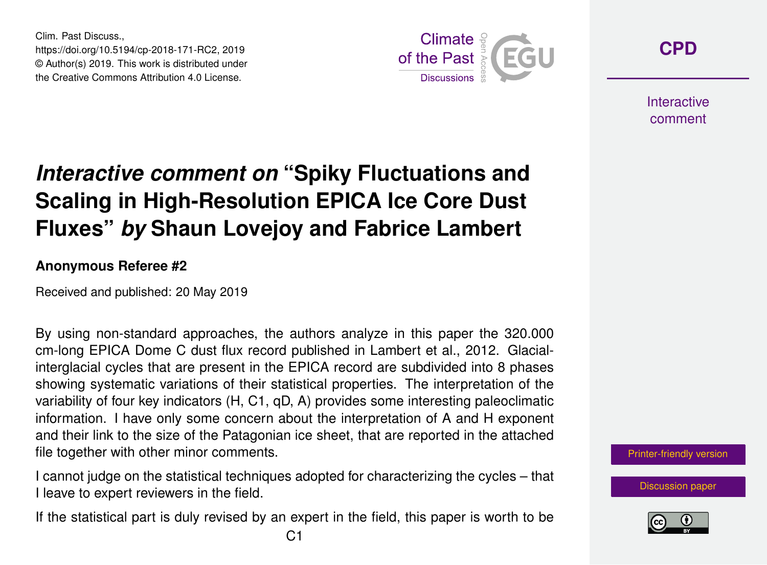# *Interactive comment on* "Spiky Fluctuations and Scaling in High-Resolution EPICA Ice Core Dust Fluxes" *by* Shaun Lovejoy and Fabrice Lambert

**Anonymous Referee #2**

Received and published: 20 May 2019

By using non-standard approaches, the authors analyze in this paper the 320.000 cm-long EPICA Dome C dust flux record published in Lambert et al., 2012. Glacial-interglacial cycles that are present in the EPICA record are subdivided into 8 phases showing systematic variations of their statistical properties. The interpretation of the variability of four key indicators (H, C1, qD, A) provides some interesting paleoclimatic information. I have only some concern about the interpretation of A and H exponent and their link to the size of the Patagonian ice sheet, that are reported in the attached file together with other minor comments.

I cannot judge on the statistical techniques adopted for characterizing the cycles – that I leave to expert reviewers in the field.

If the statistical part is duly revised by an expert in the field, this paper is worth to be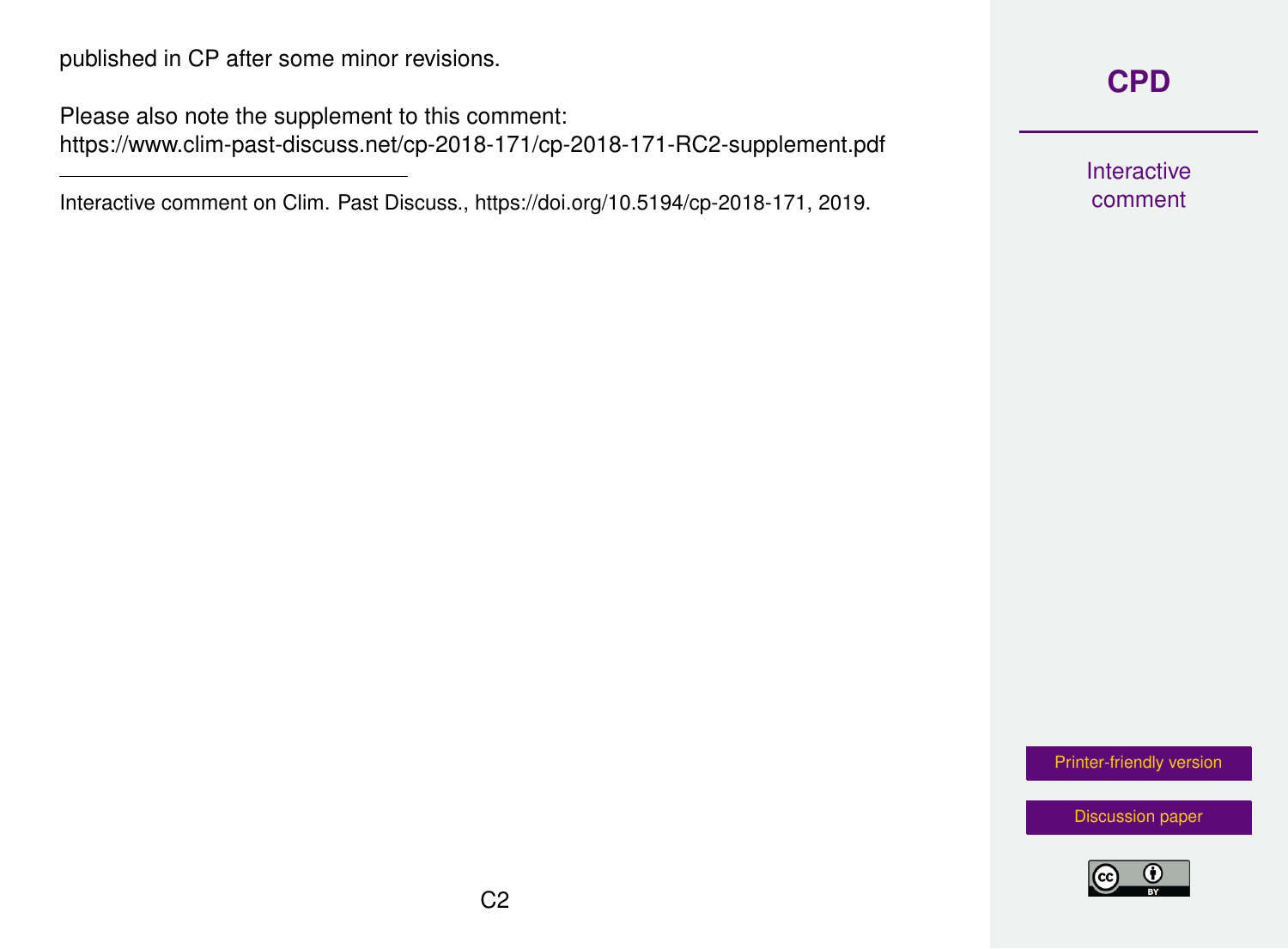published in CP after some minor revisions.

Please also note the supplement to this comment:
https://www.clim-past-discuss.net/cp-2018-171/cp-2018-171-RC2-supplement.pdf

---

Interactive comment on Clim. Past Discuss., https://doi.org/10.5194/cp-2018-171, 2019.